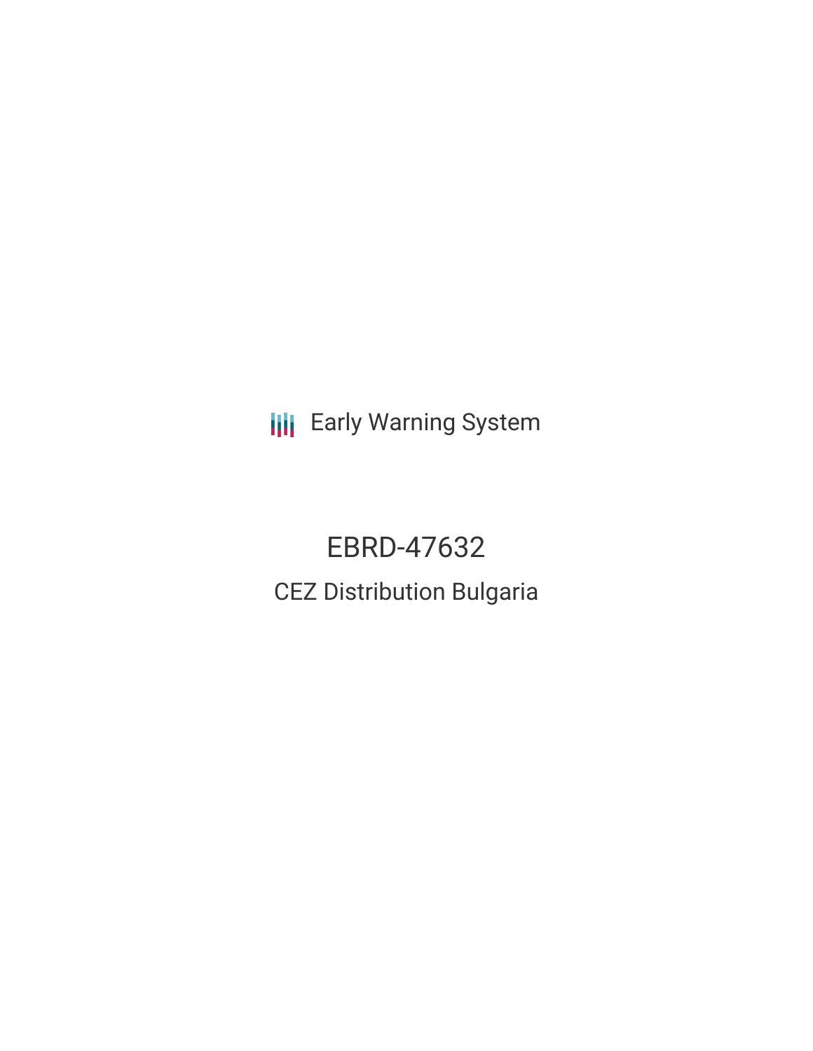Early Warning System

# EBRD-47632

## CEZ Distribution Bulgaria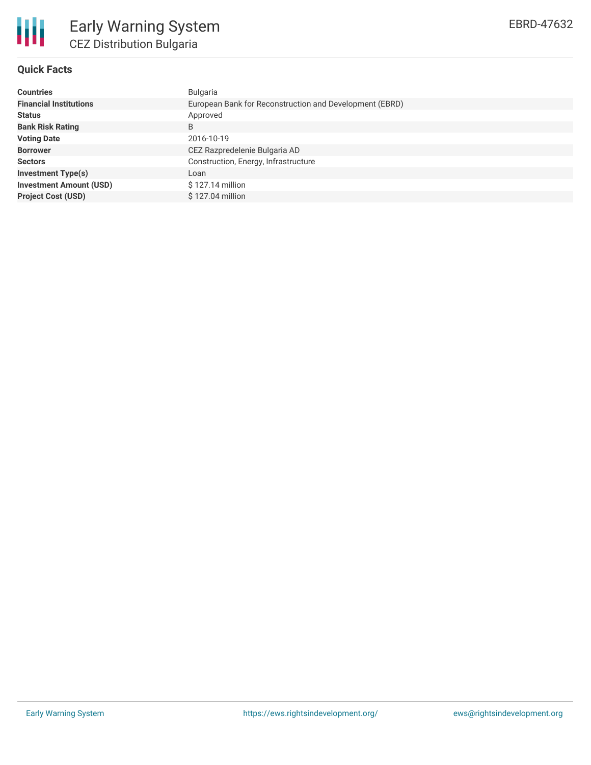# Early Warning System

## CEZ Distribution Bulgaria

EBRD-47632

### Quick Facts

| | |
|---|---|
| **Countries** | Bulgaria |
| **Financial Institutions** | European Bank for Reconstruction and Development (EBRD) |
| **Status** | Approved |
| **Bank Risk Rating** | B |
| **Voting Date** | 2016-10-19 |
| **Borrower** | CEZ Razpredelenie Bulgaria AD |
| **Sectors** | Construction, Energy, Infrastructure |
| **Investment Type(s)** | Loan |
| **Investment Amount (USD)** | $ 127.14 million |
| **Project Cost (USD)** | $ 127.04 million |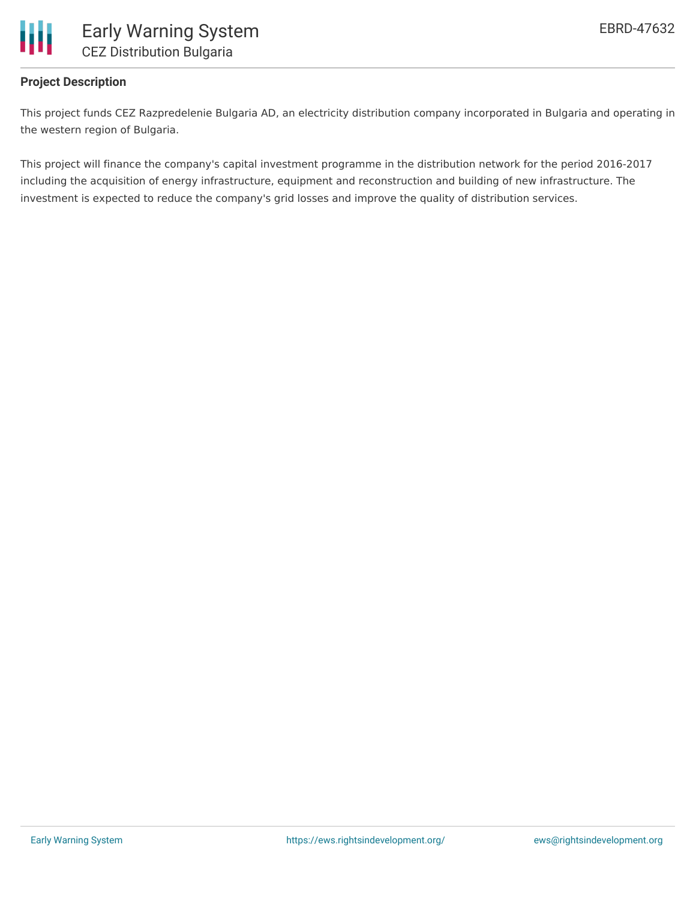**Project Description**

This project funds CEZ Razpredelenie Bulgaria AD, an electricity distribution company incorporated in Bulgaria and operating in the western region of Bulgaria.

This project will finance the company's capital investment programme in the distribution network for the period 2016-2017 including the acquisition of energy infrastructure, equipment and reconstruction and building of new infrastructure. The investment is expected to reduce the company's grid losses and improve the quality of distribution services.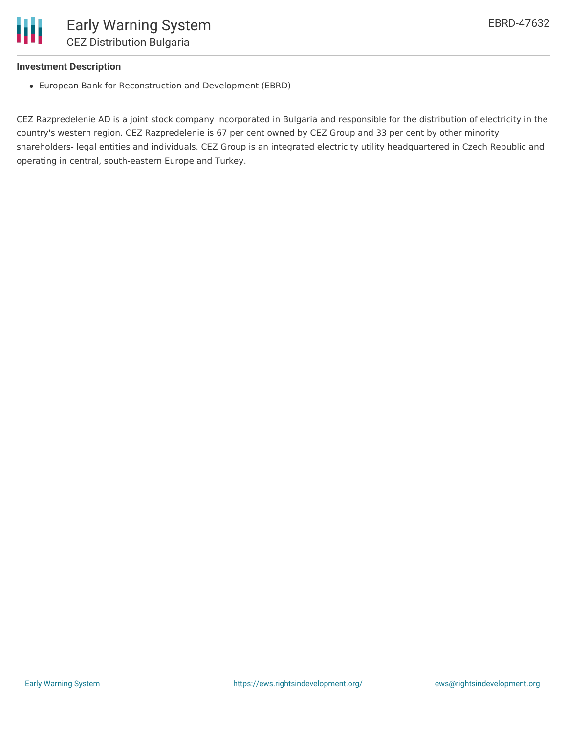### Investment Description

- European Bank for Reconstruction and Development (EBRD)

CEZ Razpredelenie AD is a joint stock company incorporated in Bulgaria and responsible for the distribution of electricity in the country's western region. CEZ Razpredelenie is 67 per cent owned by CEZ Group and 33 per cent by other minority shareholders- legal entities and individuals. CEZ Group is an integrated electricity utility headquartered in Czech Republic and operating in central, south-eastern Europe and Turkey.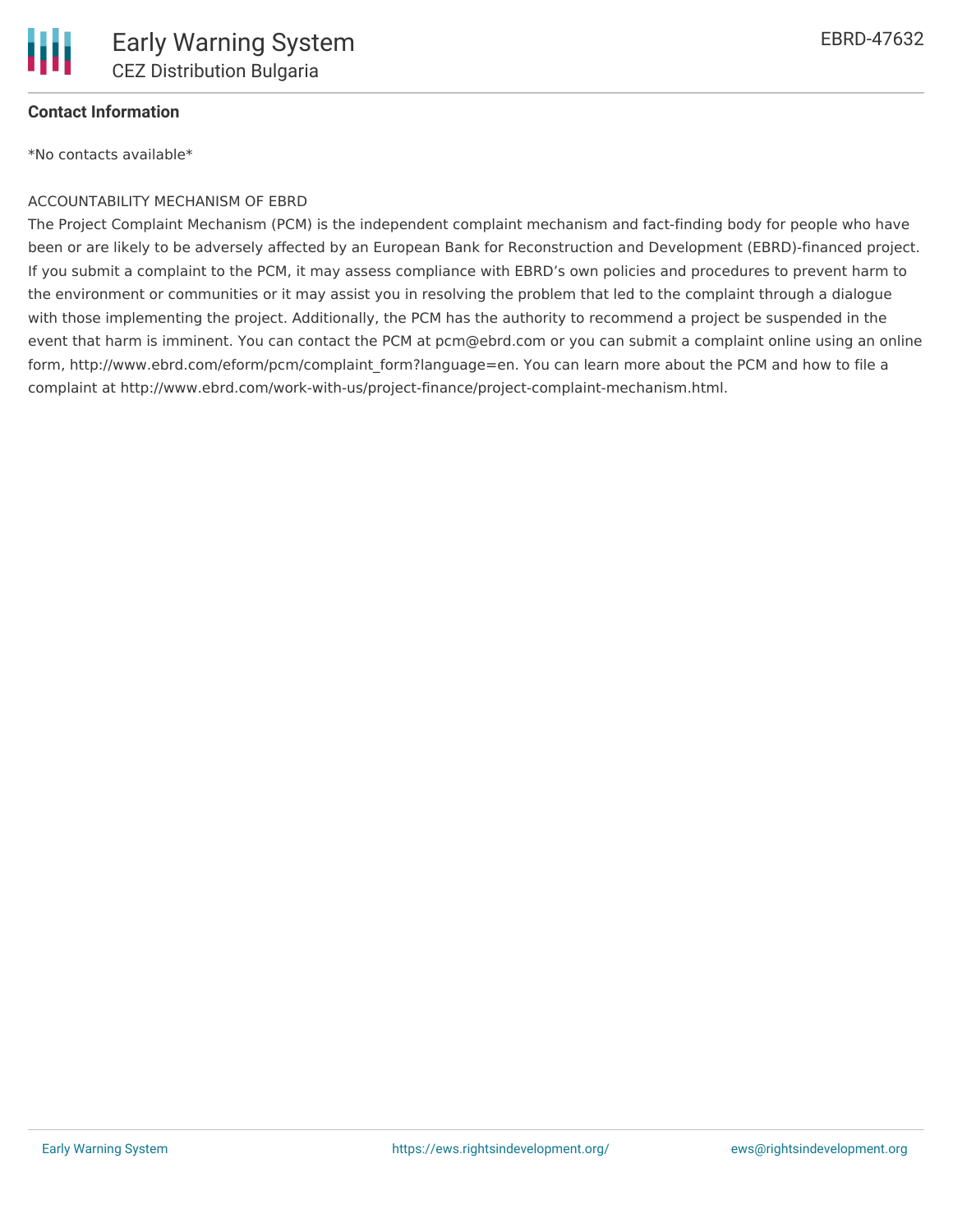**Contact Information**

*No contacts available*

ACCOUNTABILITY MECHANISM OF EBRD

The Project Complaint Mechanism (PCM) is the independent complaint mechanism and fact-finding body for people who have been or are likely to be adversely affected by an European Bank for Reconstruction and Development (EBRD)-financed project. If you submit a complaint to the PCM, it may assess compliance with EBRD's own policies and procedures to prevent harm to the environment or communities or it may assist you in resolving the problem that led to the complaint through a dialogue with those implementing the project. Additionally, the PCM has the authority to recommend a project be suspended in the event that harm is imminent. You can contact the PCM at pcm@ebrd.com or you can submit a complaint online using an online form, http://www.ebrd.com/eform/pcm/complaint_form?language=en. You can learn more about the PCM and how to file a complaint at http://www.ebrd.com/work-with-us/project-finance/project-complaint-mechanism.html.